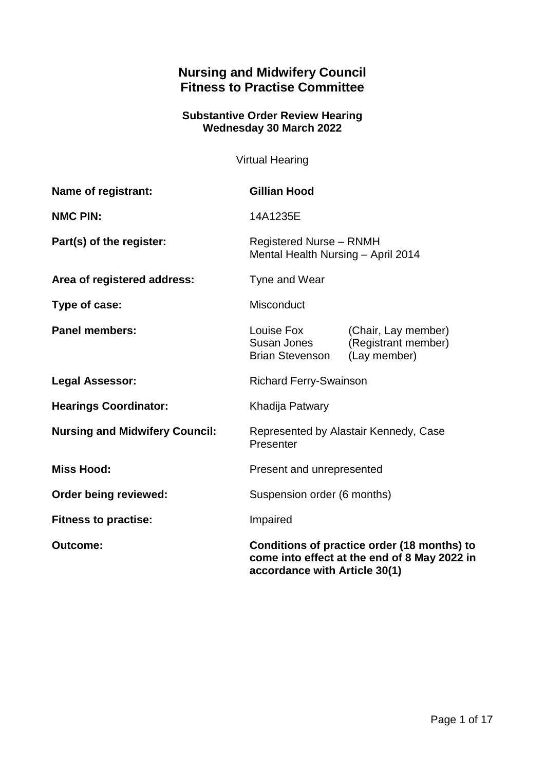# Nursing and Midwifery Council
# Fitness to Practise Committee

### Substantive Order Review Hearing
### Wednesday 30 March 2022

Virtual Hearing

| | |
|---|---|
| **Name of registrant:** | **Gillian Hood** |
| **NMC PIN:** | 14A1235E |
| **Part(s) of the register:** | Registered Nurse – RNMH<br>Mental Health Nursing – April 2014 |
| **Area of registered address:** | Tyne and Wear |
| **Type of case:** | Misconduct |
| **Panel members:** | Louise Fox (Chair, Lay member)<br>Susan Jones (Registrant member)<br>Brian Stevenson (Lay member) |
| **Legal Assessor:** | Richard Ferry-Swainson |
| **Hearings Coordinator:** | Khadija Patway |
| **Nursing and Midwifery Council:** | Represented by Alastair Kennedy, Case Presenter |
| **Miss Hood:** | Present and unrepresented |
| **Order being reviewed:** | Suspension order (6 months) |
| **Fitness to practise:** | Impaired |
| **Outcome:** | **Conditions of practice order (18 months) to come into effect at the end of 8 May 2022 in accordance with Article 30(1)** |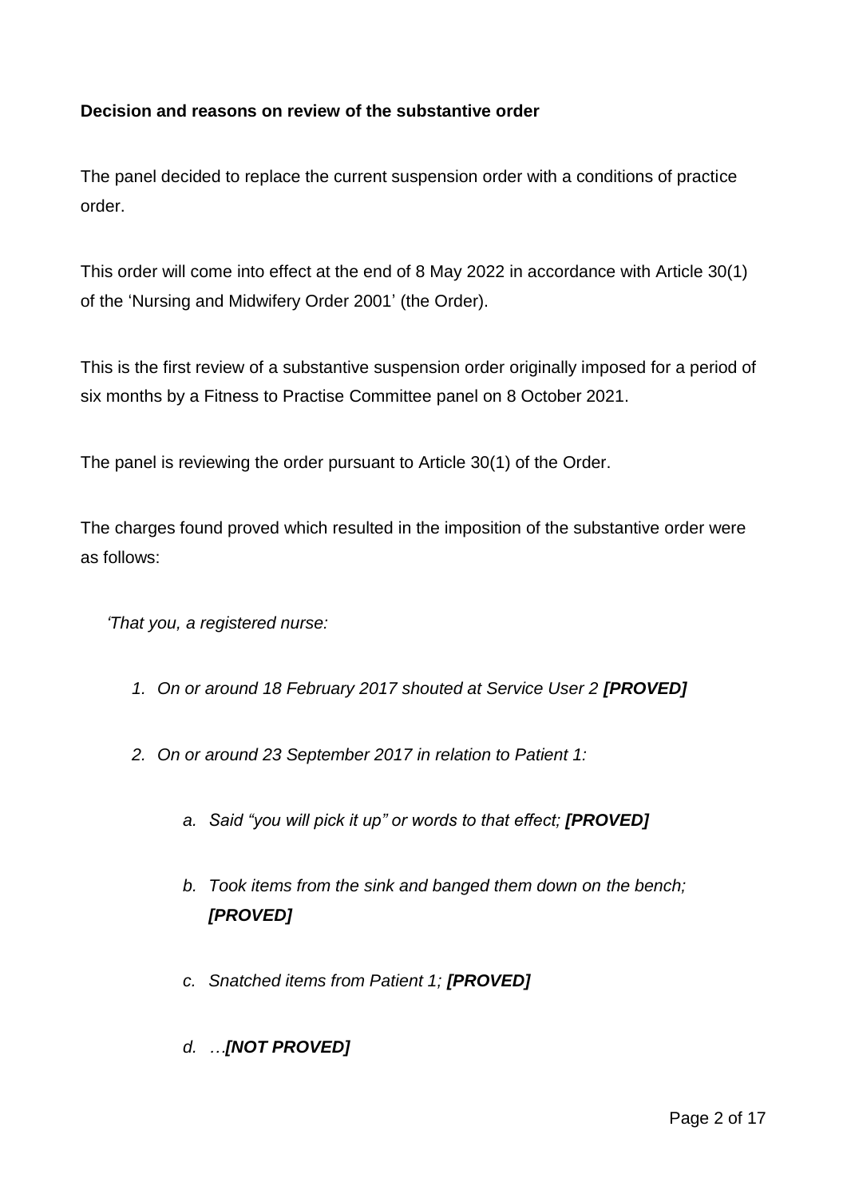**Decision and reasons on review of the substantive order**

The panel decided to replace the current suspension order with a conditions of practice order.

This order will come into effect at the end of 8 May 2022 in accordance with Article 30(1) of the 'Nursing and Midwifery Order 2001' (the Order).

This is the first review of a substantive suspension order originally imposed for a period of six months by a Fitness to Practise Committee panel on 8 October 2021.

The panel is reviewing the order pursuant to Article 30(1) of the Order.

The charges found proved which resulted in the imposition of the substantive order were as follows:

*'That you, a registered nurse:*

1. *On or around 18 February 2017 shouted at Service User 2* ***[PROVED]***

2. *On or around 23 September 2017 in relation to Patient 1:*

   a. *Said "you will pick it up" or words to that effect;* ***[PROVED]***

   b. *Took items from the sink and banged them down on the bench;* ***[PROVED]***

   c. *Snatched items from Patient 1;* ***[PROVED]***

   d. *…**[NOT PROVED]***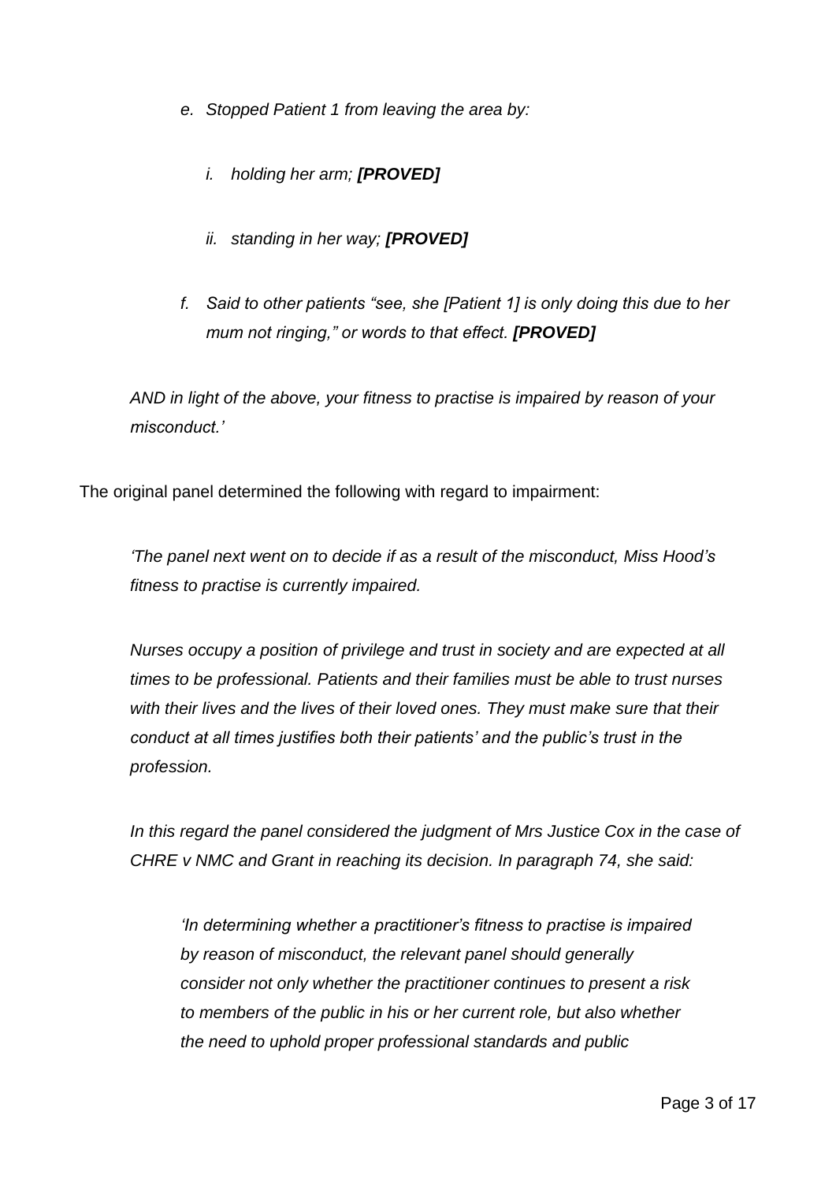*e. Stopped Patient 1 from leaving the area by:*

*i. holding her arm;* ***[PROVED]***

*ii. standing in her way;* ***[PROVED]***

*f. Said to other patients "see, she [Patient 1] is only doing this due to her mum not ringing," or words to that effect.* ***[PROVED]***

*AND in light of the above, your fitness to practise is impaired by reason of your misconduct.'*

The original panel determined the following with regard to impairment:

> *'The panel next went on to decide if as a result of the misconduct, Miss Hood's fitness to practise is currently impaired.*
>
> *Nurses occupy a position of privilege and trust in society and are expected at all times to be professional. Patients and their families must be able to trust nurses with their lives and the lives of their loved ones. They must make sure that their conduct at all times justifies both their patients' and the public's trust in the profession.*
>
> *In this regard the panel considered the judgment of Mrs Justice Cox in the case of CHRE v NMC and Grant in reaching its decision. In paragraph 74, she said:*
>
> > *'In determining whether a practitioner's fitness to practise is impaired by reason of misconduct, the relevant panel should generally consider not only whether the practitioner continues to present a risk to members of the public in his or her current role, but also whether the need to uphold proper professional standards and public*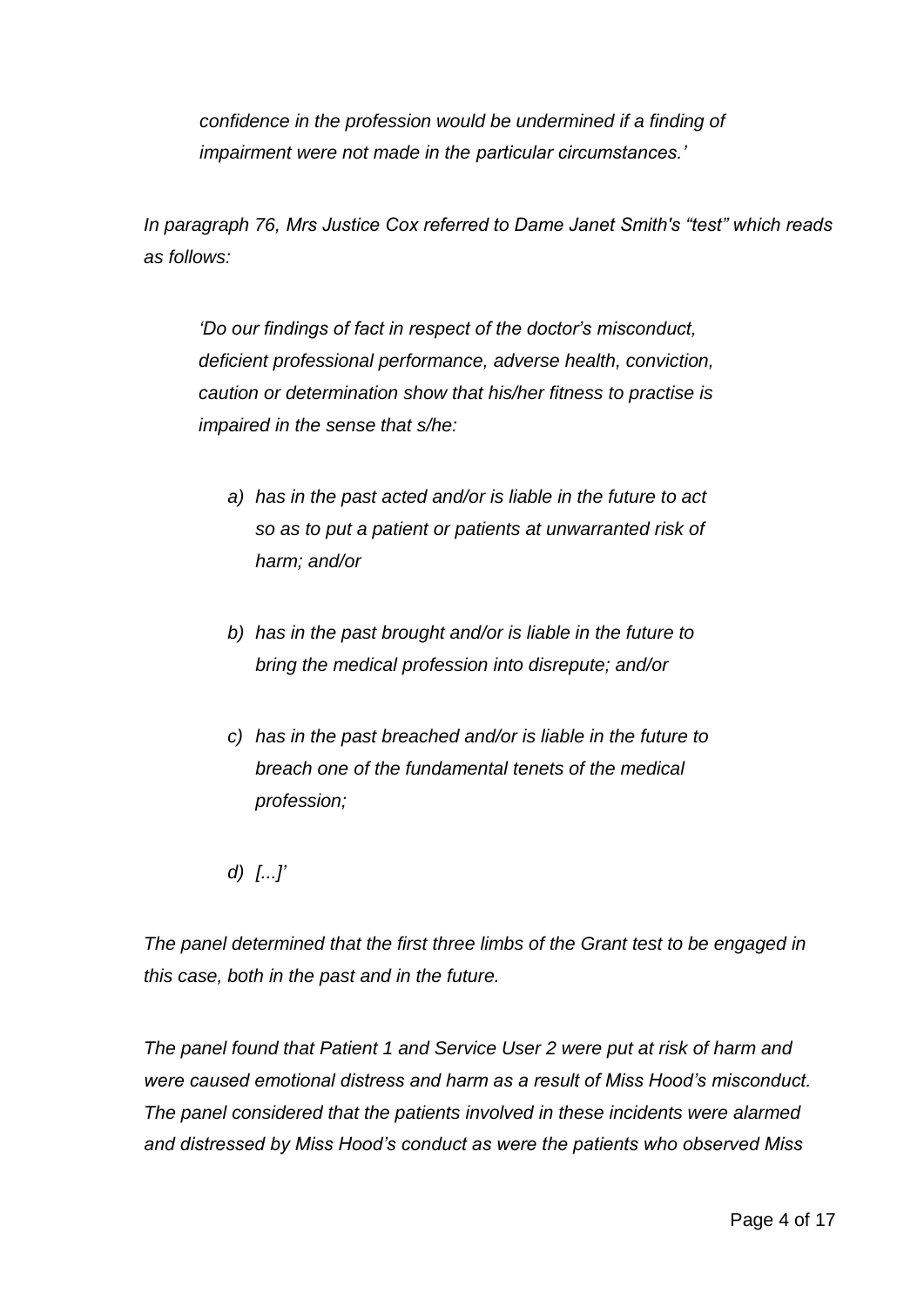> *confidence in the profession would be undermined if a finding of impairment were not made in the particular circumstances.'*

*In paragraph 76, Mrs Justice Cox referred to Dame Janet Smith's "test" which reads as follows:*

> *'Do our findings of fact in respect of the doctor's misconduct, deficient professional performance, adverse health, conviction, caution or determination show that his/her fitness to practise is impaired in the sense that s/he:*
>
> *a) has in the past acted and/or is liable in the future to act so as to put a patient or patients at unwarranted risk of harm; and/or*
>
> *b) has in the past brought and/or is liable in the future to bring the medical profession into disrepute; and/or*
>
> *c) has in the past breached and/or is liable in the future to breach one of the fundamental tenets of the medical profession;*
>
> *d) [...]'*

*The panel determined that the first three limbs of the Grant test to be engaged in this case, both in the past and in the future.*

*The panel found that Patient 1 and Service User 2 were put at risk of harm and were caused emotional distress and harm as a result of Miss Hood's misconduct. The panel considered that the patients involved in these incidents were alarmed and distressed by Miss Hood's conduct as were the patients who observed Miss*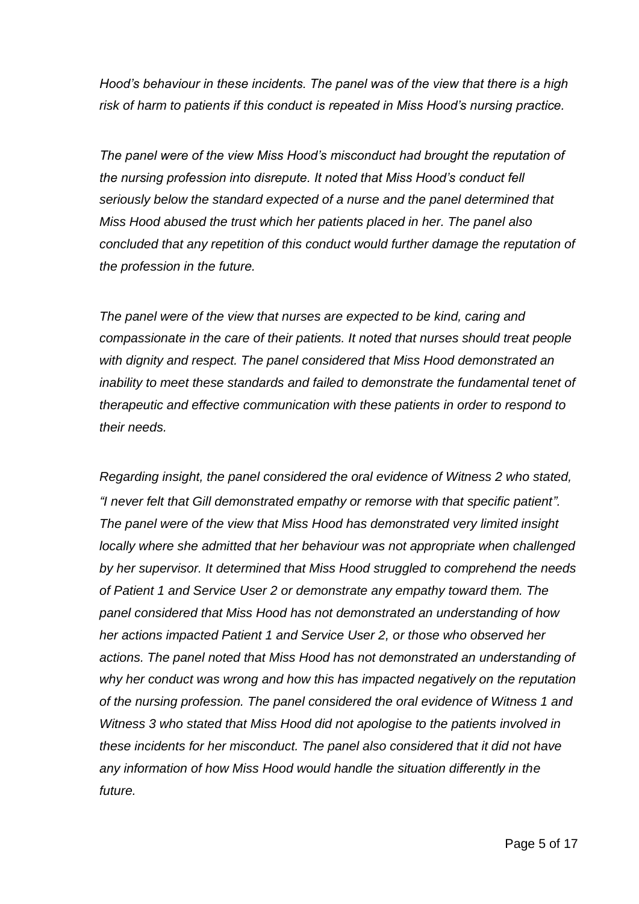*Hood's behaviour in these incidents. The panel was of the view that there is a high risk of harm to patients if this conduct is repeated in Miss Hood's nursing practice.*

*The panel were of the view Miss Hood's misconduct had brought the reputation of the nursing profession into disrepute. It noted that Miss Hood's conduct fell seriously below the standard expected of a nurse and the panel determined that Miss Hood abused the trust which her patients placed in her. The panel also concluded that any repetition of this conduct would further damage the reputation of the profession in the future.*

*The panel were of the view that nurses are expected to be kind, caring and compassionate in the care of their patients. It noted that nurses should treat people with dignity and respect. The panel considered that Miss Hood demonstrated an inability to meet these standards and failed to demonstrate the fundamental tenet of therapeutic and effective communication with these patients in order to respond to their needs.*

*Regarding insight, the panel considered the oral evidence of Witness 2 who stated, "I never felt that Gill demonstrated empathy or remorse with that specific patient". The panel were of the view that Miss Hood has demonstrated very limited insight locally where she admitted that her behaviour was not appropriate when challenged by her supervisor. It determined that Miss Hood struggled to comprehend the needs of Patient 1 and Service User 2 or demonstrate any empathy toward them. The panel considered that Miss Hood has not demonstrated an understanding of how her actions impacted Patient 1 and Service User 2, or those who observed her actions. The panel noted that Miss Hood has not demonstrated an understanding of why her conduct was wrong and how this has impacted negatively on the reputation of the nursing profession. The panel considered the oral evidence of Witness 1 and Witness 3 who stated that Miss Hood did not apologise to the patients involved in these incidents for her misconduct. The panel also considered that it did not have any information of how Miss Hood would handle the situation differently in the future.*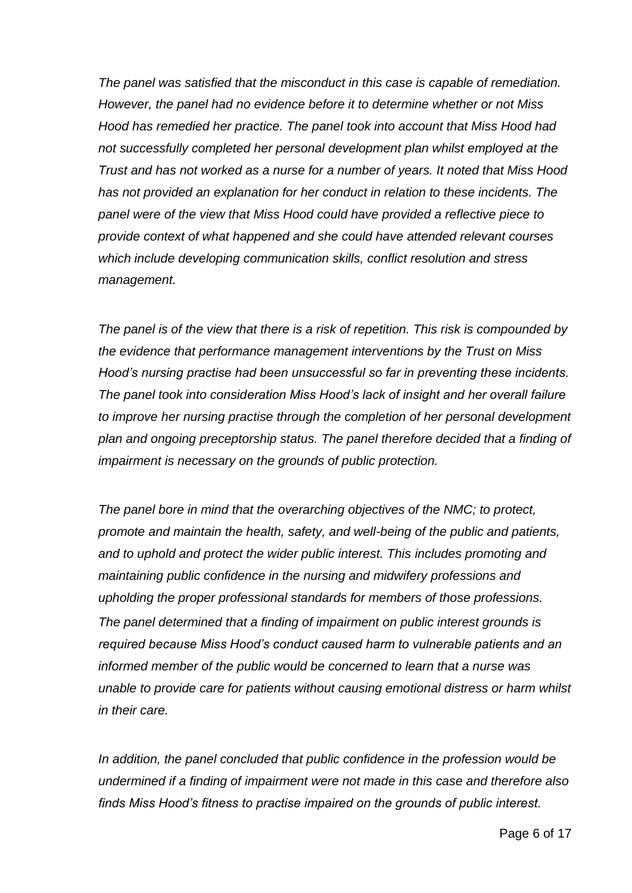*The panel was satisfied that the misconduct in this case is capable of remediation. However, the panel had no evidence before it to determine whether or not Miss Hood has remedied her practice. The panel took into account that Miss Hood had not successfully completed her personal development plan whilst employed at the Trust and has not worked as a nurse for a number of years. It noted that Miss Hood has not provided an explanation for her conduct in relation to these incidents. The panel were of the view that Miss Hood could have provided a reflective piece to provide context of what happened and she could have attended relevant courses which include developing communication skills, conflict resolution and stress management.*

*The panel is of the view that there is a risk of repetition. This risk is compounded by the evidence that performance management interventions by the Trust on Miss Hood's nursing practise had been unsuccessful so far in preventing these incidents. The panel took into consideration Miss Hood's lack of insight and her overall failure to improve her nursing practise through the completion of her personal development plan and ongoing preceptorship status. The panel therefore decided that a finding of impairment is necessary on the grounds of public protection.*

*The panel bore in mind that the overarching objectives of the NMC; to protect, promote and maintain the health, safety, and well-being of the public and patients, and to uphold and protect the wider public interest. This includes promoting and maintaining public confidence in the nursing and midwifery professions and upholding the proper professional standards for members of those professions. The panel determined that a finding of impairment on public interest grounds is required because Miss Hood's conduct caused harm to vulnerable patients and an informed member of the public would be concerned to learn that a nurse was unable to provide care for patients without causing emotional distress or harm whilst in their care.*

*In addition, the panel concluded that public confidence in the profession would be undermined if a finding of impairment were not made in this case and therefore also finds Miss Hood's fitness to practise impaired on the grounds of public interest.*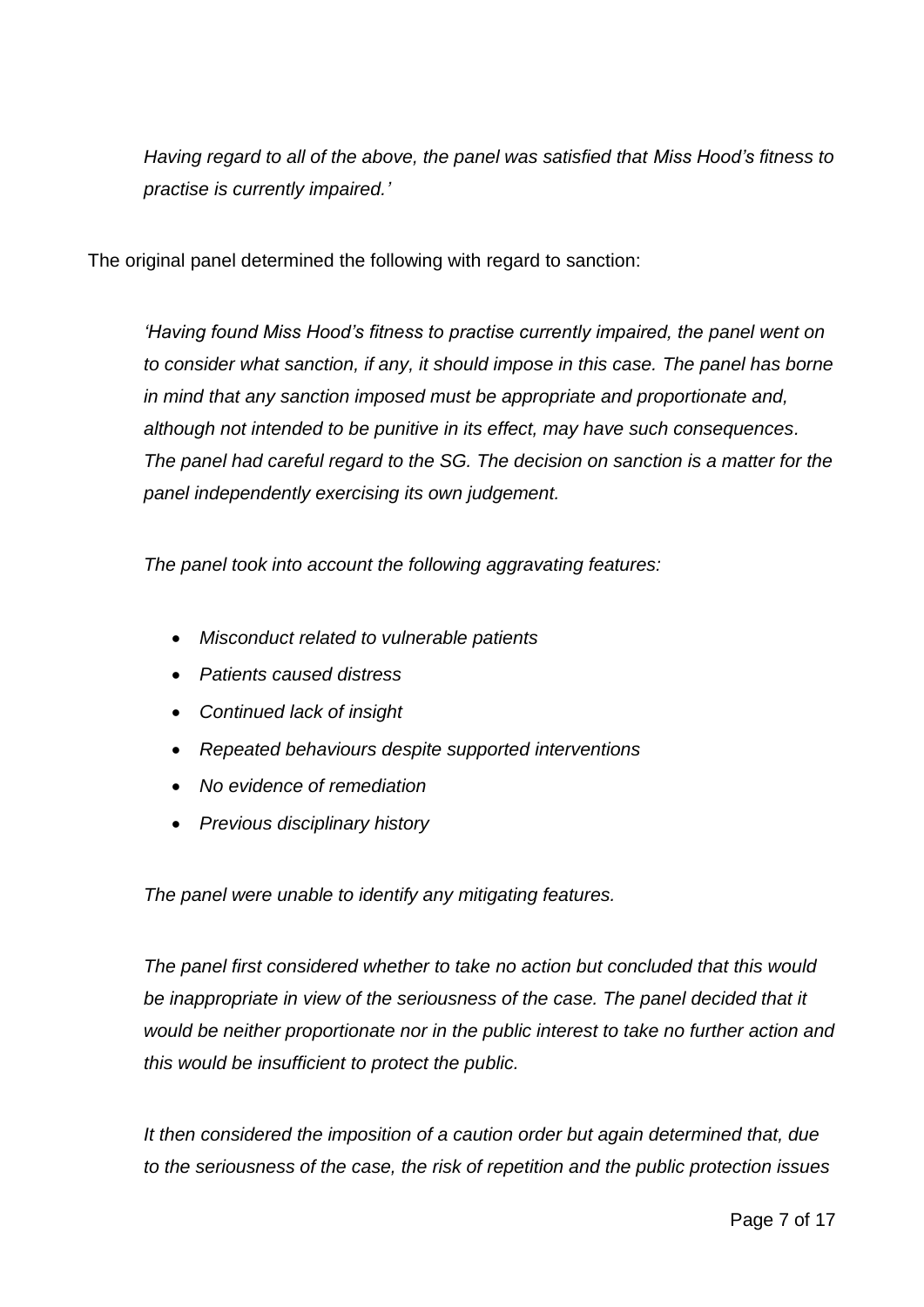*Having regard to all of the above, the panel was satisfied that Miss Hood's fitness to practise is currently impaired.'*

The original panel determined the following with regard to sanction:

*'Having found Miss Hood's fitness to practise currently impaired, the panel went on to consider what sanction, if any, it should impose in this case. The panel has borne in mind that any sanction imposed must be appropriate and proportionate and, although not intended to be punitive in its effect, may have such consequences. The panel had careful regard to the SG. The decision on sanction is a matter for the panel independently exercising its own judgement.*

*The panel took into account the following aggravating features:*

- *Misconduct related to vulnerable patients*
- *Patients caused distress*
- *Continued lack of insight*
- *Repeated behaviours despite supported interventions*
- *No evidence of remediation*
- *Previous disciplinary history*

*The panel were unable to identify any mitigating features.*

*The panel first considered whether to take no action but concluded that this would be inappropriate in view of the seriousness of the case. The panel decided that it would be neither proportionate nor in the public interest to take no further action and this would be insufficient to protect the public.*

*It then considered the imposition of a caution order but again determined that, due to the seriousness of the case, the risk of repetition and the public protection issues*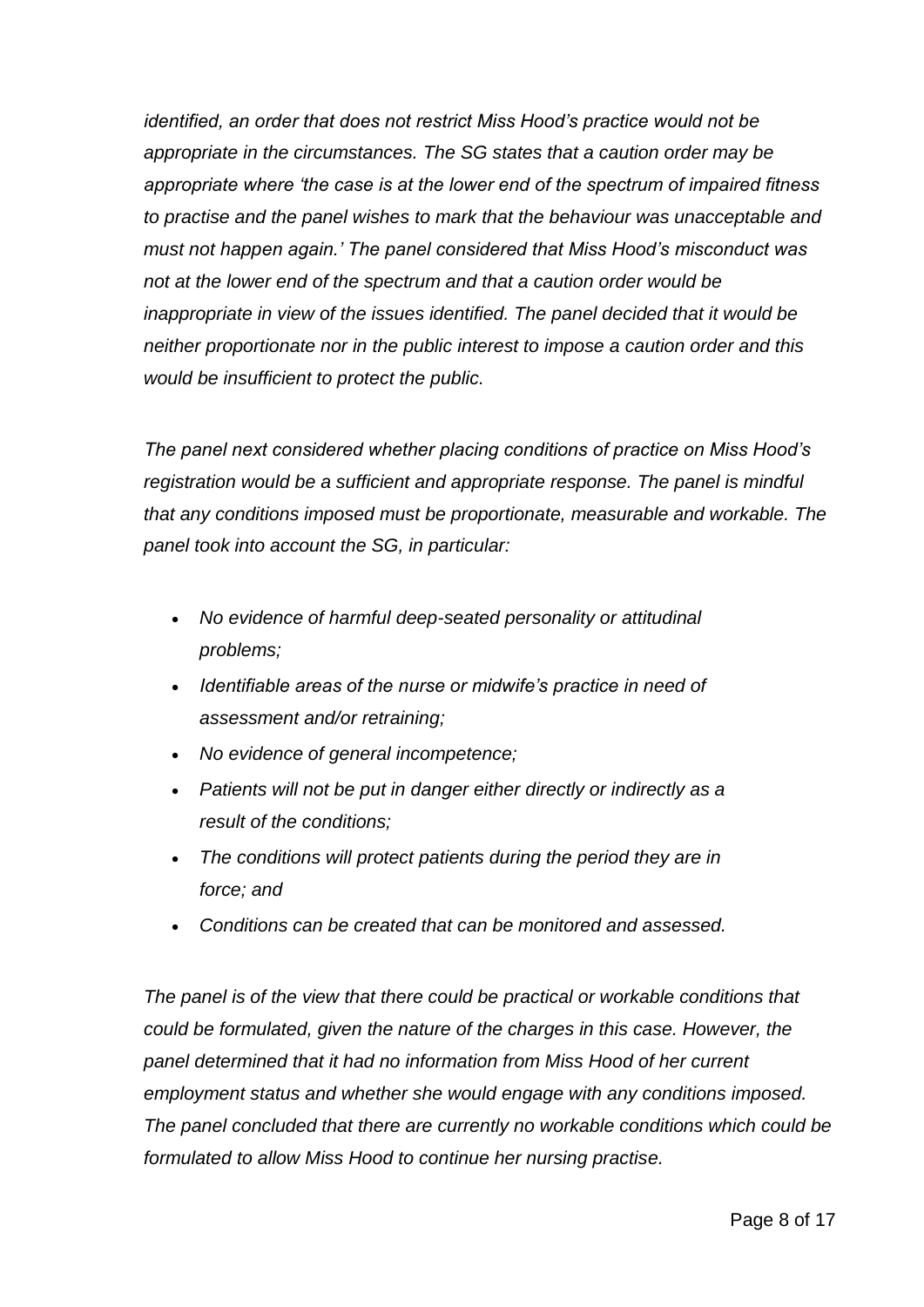*identified, an order that does not restrict Miss Hood's practice would not be appropriate in the circumstances. The SG states that a caution order may be appropriate where 'the case is at the lower end of the spectrum of impaired fitness to practise and the panel wishes to mark that the behaviour was unacceptable and must not happen again.' The panel considered that Miss Hood's misconduct was not at the lower end of the spectrum and that a caution order would be inappropriate in view of the issues identified. The panel decided that it would be neither proportionate nor in the public interest to impose a caution order and this would be insufficient to protect the public.*

*The panel next considered whether placing conditions of practice on Miss Hood's registration would be a sufficient and appropriate response. The panel is mindful that any conditions imposed must be proportionate, measurable and workable. The panel took into account the SG, in particular:*

- *No evidence of harmful deep-seated personality or attitudinal problems;*
- *Identifiable areas of the nurse or midwife's practice in need of assessment and/or retraining;*
- *No evidence of general incompetence;*
- *Patients will not be put in danger either directly or indirectly as a result of the conditions;*
- *The conditions will protect patients during the period they are in force; and*
- *Conditions can be created that can be monitored and assessed.*

*The panel is of the view that there could be practical or workable conditions that could be formulated, given the nature of the charges in this case. However, the panel determined that it had no information from Miss Hood of her current employment status and whether she would engage with any conditions imposed. The panel concluded that there are currently no workable conditions which could be formulated to allow Miss Hood to continue her nursing practise.*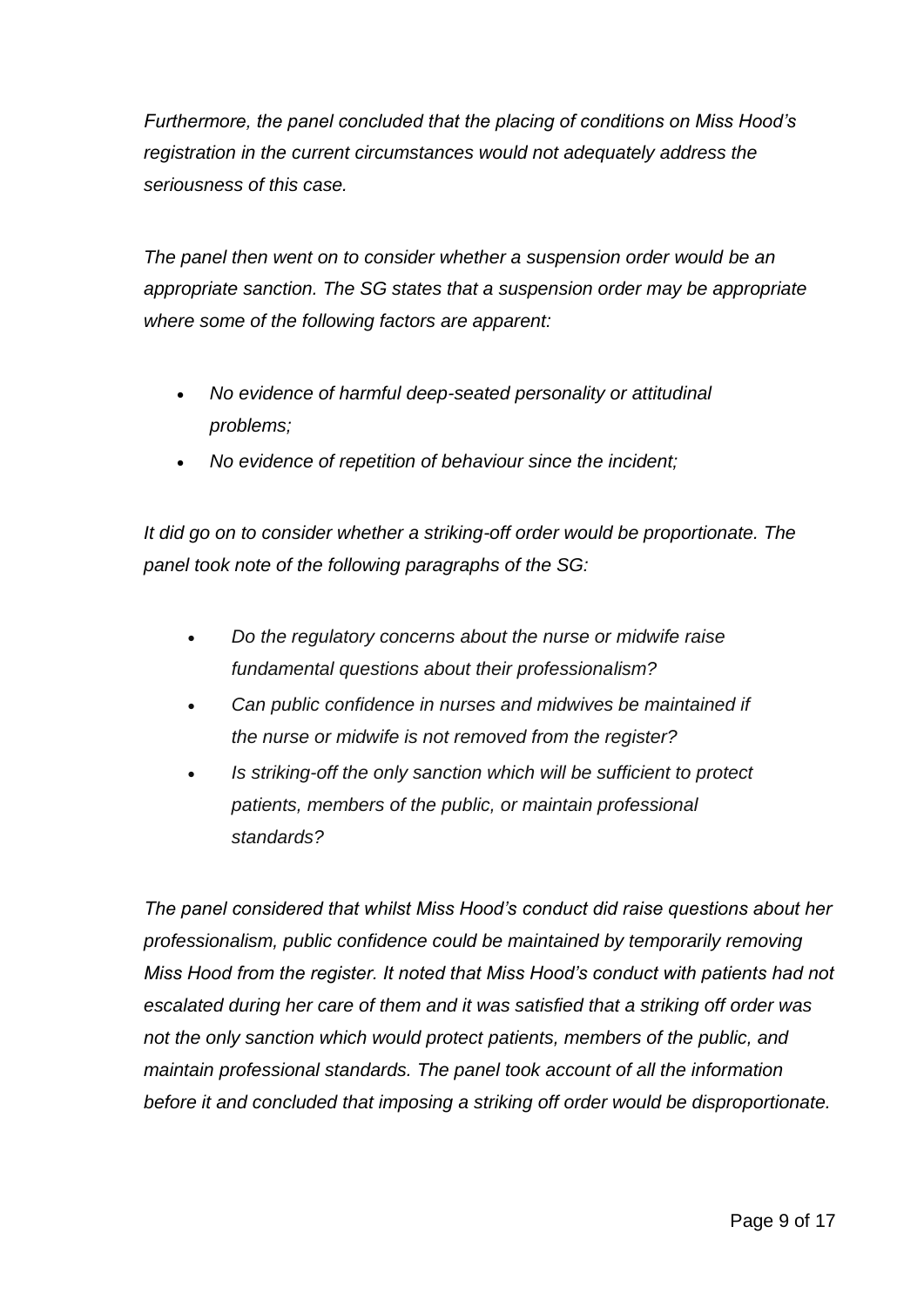*Furthermore, the panel concluded that the placing of conditions on Miss Hood's registration in the current circumstances would not adequately address the seriousness of this case.*

*The panel then went on to consider whether a suspension order would be an appropriate sanction. The SG states that a suspension order may be appropriate where some of the following factors are apparent:*

- *No evidence of harmful deep-seated personality or attitudinal problems;*
- *No evidence of repetition of behaviour since the incident;*

*It did go on to consider whether a striking-off order would be proportionate. The panel took note of the following paragraphs of the SG:*

- *Do the regulatory concerns about the nurse or midwife raise fundamental questions about their professionalism?*
- *Can public confidence in nurses and midwives be maintained if the nurse or midwife is not removed from the register?*
- *Is striking-off the only sanction which will be sufficient to protect patients, members of the public, or maintain professional standards?*

*The panel considered that whilst Miss Hood's conduct did raise questions about her professionalism, public confidence could be maintained by temporarily removing Miss Hood from the register. It noted that Miss Hood's conduct with patients had not escalated during her care of them and it was satisfied that a striking off order was not the only sanction which would protect patients, members of the public, and maintain professional standards. The panel took account of all the information before it and concluded that imposing a striking off order would be disproportionate.*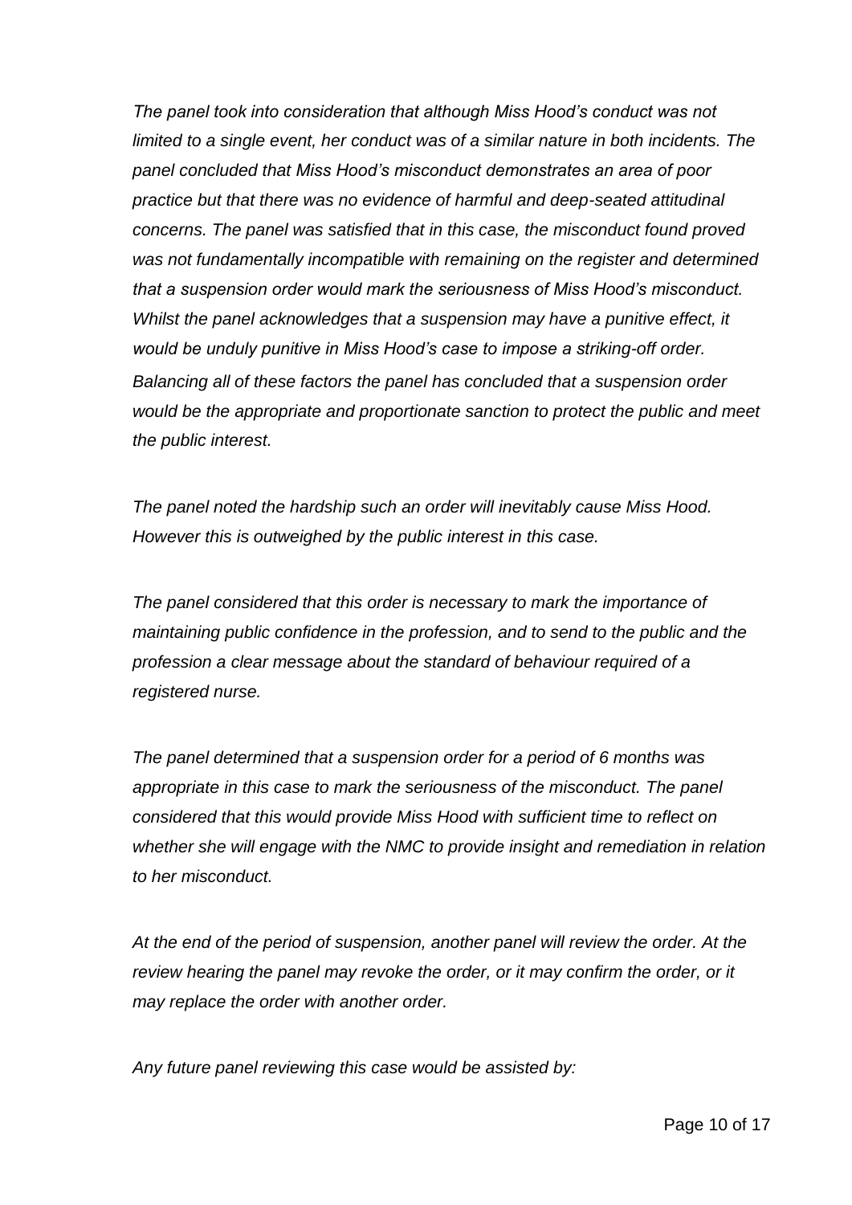*The panel took into consideration that although Miss Hood's conduct was not limited to a single event, her conduct was of a similar nature in both incidents. The panel concluded that Miss Hood's misconduct demonstrates an area of poor practice but that there was no evidence of harmful and deep-seated attitudinal concerns. The panel was satisfied that in this case, the misconduct found proved was not fundamentally incompatible with remaining on the register and determined that a suspension order would mark the seriousness of Miss Hood's misconduct. Whilst the panel acknowledges that a suspension may have a punitive effect, it would be unduly punitive in Miss Hood's case to impose a striking-off order. Balancing all of these factors the panel has concluded that a suspension order would be the appropriate and proportionate sanction to protect the public and meet the public interest.*

*The panel noted the hardship such an order will inevitably cause Miss Hood. However this is outweighed by the public interest in this case.*

*The panel considered that this order is necessary to mark the importance of maintaining public confidence in the profession, and to send to the public and the profession a clear message about the standard of behaviour required of a registered nurse.*

*The panel determined that a suspension order for a period of 6 months was appropriate in this case to mark the seriousness of the misconduct. The panel considered that this would provide Miss Hood with sufficient time to reflect on whether she will engage with the NMC to provide insight and remediation in relation to her misconduct.*

*At the end of the period of suspension, another panel will review the order. At the review hearing the panel may revoke the order, or it may confirm the order, or it may replace the order with another order.*

*Any future panel reviewing this case would be assisted by:*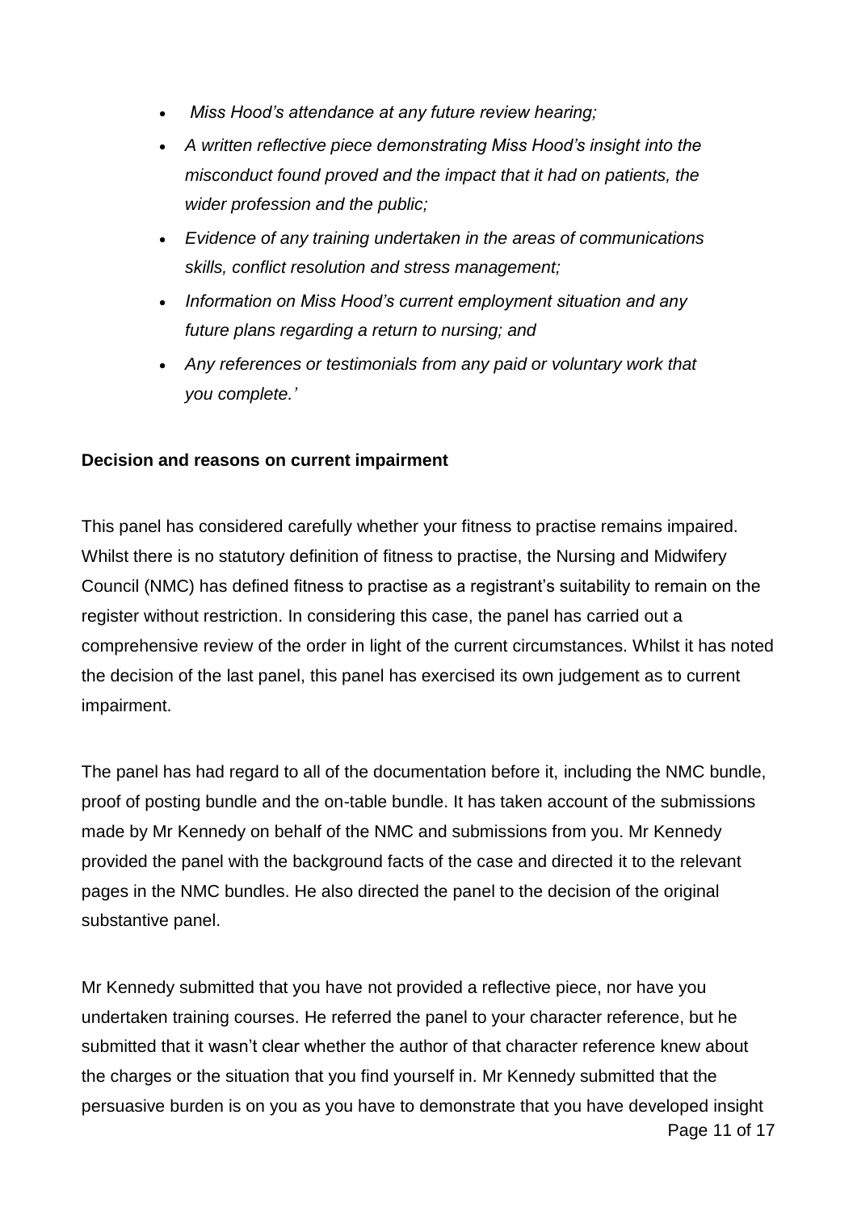- *Miss Hood's attendance at any future review hearing;*
- *A written reflective piece demonstrating Miss Hood's insight into the misconduct found proved and the impact that it had on patients, the wider profession and the public;*
- *Evidence of any training undertaken in the areas of communications skills, conflict resolution and stress management;*
- *Information on Miss Hood's current employment situation and any future plans regarding a return to nursing; and*
- *Any references or testimonials from any paid or voluntary work that you complete.'*

**Decision and reasons on current impairment**

This panel has considered carefully whether your fitness to practise remains impaired. Whilst there is no statutory definition of fitness to practise, the Nursing and Midwifery Council (NMC) has defined fitness to practise as a registrant's suitability to remain on the register without restriction. In considering this case, the panel has carried out a comprehensive review of the order in light of the current circumstances. Whilst it has noted the decision of the last panel, this panel has exercised its own judgement as to current impairment.

The panel has had regard to all of the documentation before it, including the NMC bundle, proof of posting bundle and the on-table bundle. It has taken account of the submissions made by Mr Kennedy on behalf of the NMC and submissions from you. Mr Kennedy provided the panel with the background facts of the case and directed it to the relevant pages in the NMC bundles. He also directed the panel to the decision of the original substantive panel.

Mr Kennedy submitted that you have not provided a reflective piece, nor have you undertaken training courses. He referred the panel to your character reference, but he submitted that it wasn't clear whether the author of that character reference knew about the charges or the situation that you find yourself in. Mr Kennedy submitted that the persuasive burden is on you as you have to demonstrate that you have developed insight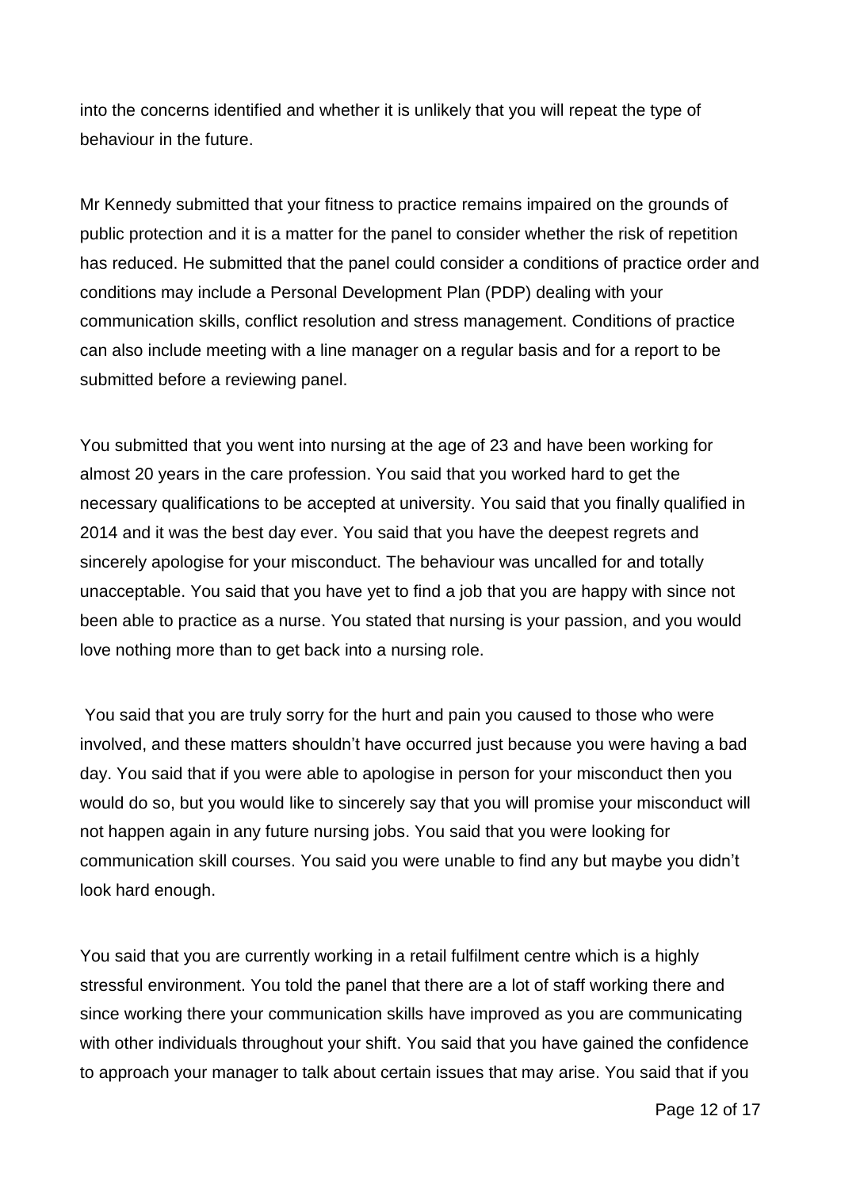into the concerns identified and whether it is unlikely that you will repeat the type of behaviour in the future.

Mr Kennedy submitted that your fitness to practice remains impaired on the grounds of public protection and it is a matter for the panel to consider whether the risk of repetition has reduced. He submitted that the panel could consider a conditions of practice order and conditions may include a Personal Development Plan (PDP) dealing with your communication skills, conflict resolution and stress management. Conditions of practice can also include meeting with a line manager on a regular basis and for a report to be submitted before a reviewing panel.

You submitted that you went into nursing at the age of 23 and have been working for almost 20 years in the care profession. You said that you worked hard to get the necessary qualifications to be accepted at university. You said that you finally qualified in 2014 and it was the best day ever. You said that you have the deepest regrets and sincerely apologise for your misconduct. The behaviour was uncalled for and totally unacceptable. You said that you have yet to find a job that you are happy with since not been able to practice as a nurse. You stated that nursing is your passion, and you would love nothing more than to get back into a nursing role.

You said that you are truly sorry for the hurt and pain you caused to those who were involved, and these matters shouldn't have occurred just because you were having a bad day. You said that if you were able to apologise in person for your misconduct then you would do so, but you would like to sincerely say that you will promise your misconduct will not happen again in any future nursing jobs. You said that you were looking for communication skill courses. You said you were unable to find any but maybe you didn't look hard enough.

You said that you are currently working in a retail fulfilment centre which is a highly stressful environment. You told the panel that there are a lot of staff working there and since working there your communication skills have improved as you are communicating with other individuals throughout your shift. You said that you have gained the confidence to approach your manager to talk about certain issues that may arise. You said that if you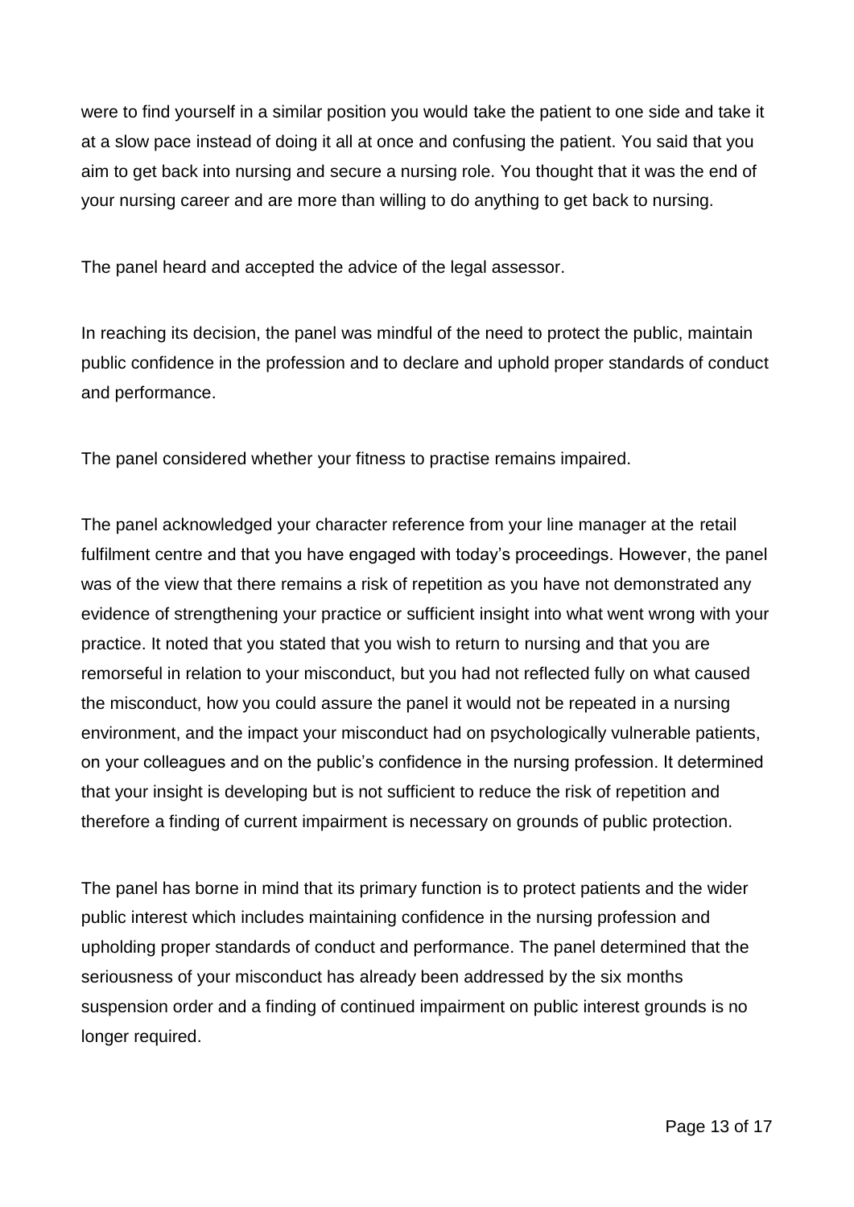were to find yourself in a similar position you would take the patient to one side and take it at a slow pace instead of doing it all at once and confusing the patient. You said that you aim to get back into nursing and secure a nursing role. You thought that it was the end of your nursing career and are more than willing to do anything to get back to nursing.

The panel heard and accepted the advice of the legal assessor.

In reaching its decision, the panel was mindful of the need to protect the public, maintain public confidence in the profession and to declare and uphold proper standards of conduct and performance.

The panel considered whether your fitness to practise remains impaired.

The panel acknowledged your character reference from your line manager at the retail fulfilment centre and that you have engaged with today's proceedings. However, the panel was of the view that there remains a risk of repetition as you have not demonstrated any evidence of strengthening your practice or sufficient insight into what went wrong with your practice. It noted that you stated that you wish to return to nursing and that you are remorseful in relation to your misconduct, but you had not reflected fully on what caused the misconduct, how you could assure the panel it would not be repeated in a nursing environment, and the impact your misconduct had on psychologically vulnerable patients, on your colleagues and on the public's confidence in the nursing profession. It determined that your insight is developing but is not sufficient to reduce the risk of repetition and therefore a finding of current impairment is necessary on grounds of public protection.

The panel has borne in mind that its primary function is to protect patients and the wider public interest which includes maintaining confidence in the nursing profession and upholding proper standards of conduct and performance. The panel determined that the seriousness of your misconduct has already been addressed by the six months suspension order and a finding of continued impairment on public interest grounds is no longer required.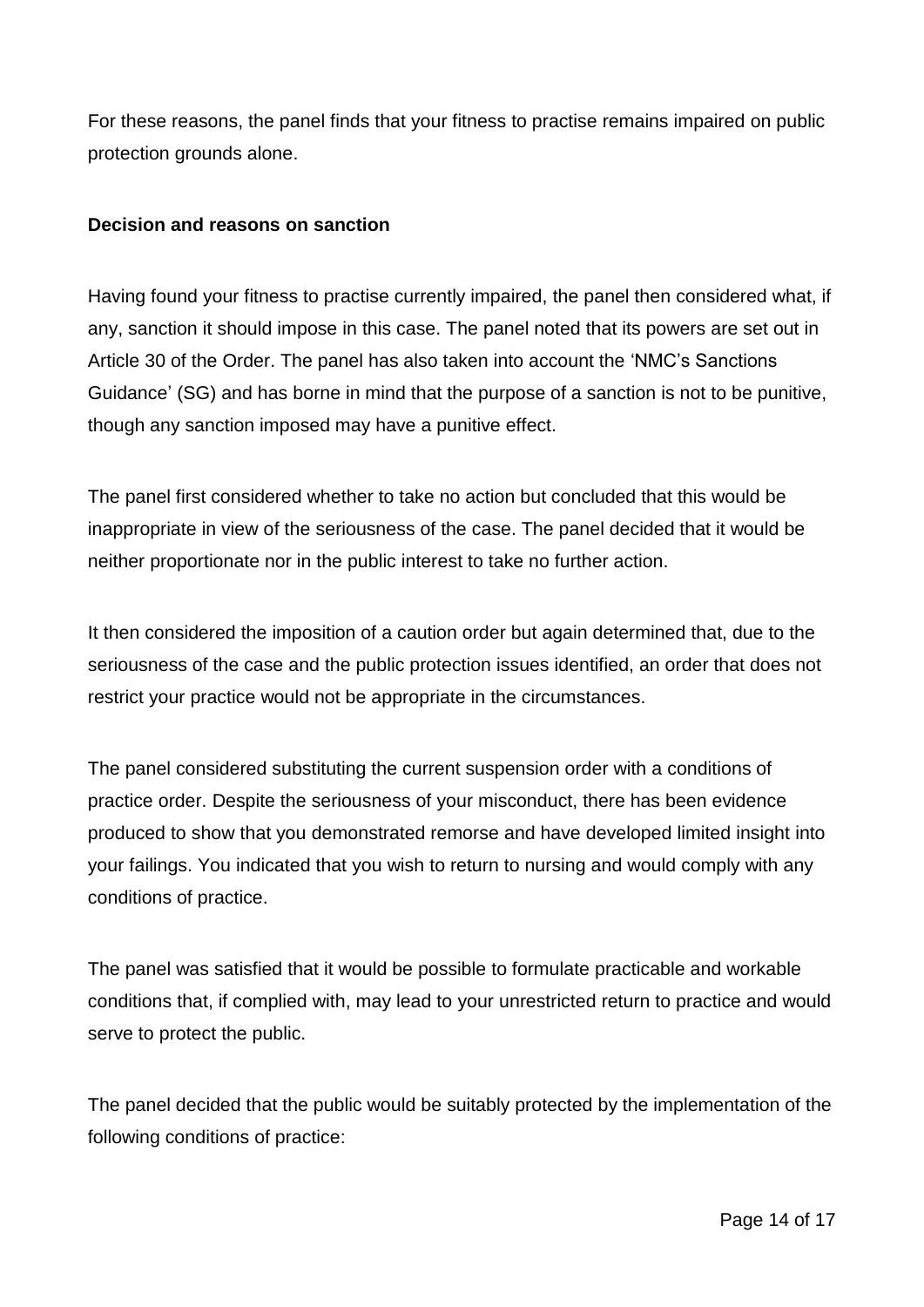For these reasons, the panel finds that your fitness to practise remains impaired on public protection grounds alone.

**Decision and reasons on sanction**

Having found your fitness to practise currently impaired, the panel then considered what, if any, sanction it should impose in this case. The panel noted that its powers are set out in Article 30 of the Order. The panel has also taken into account the 'NMC's Sanctions Guidance' (SG) and has borne in mind that the purpose of a sanction is not to be punitive, though any sanction imposed may have a punitive effect.

The panel first considered whether to take no action but concluded that this would be inappropriate in view of the seriousness of the case. The panel decided that it would be neither proportionate nor in the public interest to take no further action.

It then considered the imposition of a caution order but again determined that, due to the seriousness of the case and the public protection issues identified, an order that does not restrict your practice would not be appropriate in the circumstances.

The panel considered substituting the current suspension order with a conditions of practice order. Despite the seriousness of your misconduct, there has been evidence produced to show that you demonstrated remorse and have developed limited insight into your failings. You indicated that you wish to return to nursing and would comply with any conditions of practice.

The panel was satisfied that it would be possible to formulate practicable and workable conditions that, if complied with, may lead to your unrestricted return to practice and would serve to protect the public.

The panel decided that the public would be suitably protected by the implementation of the following conditions of practice: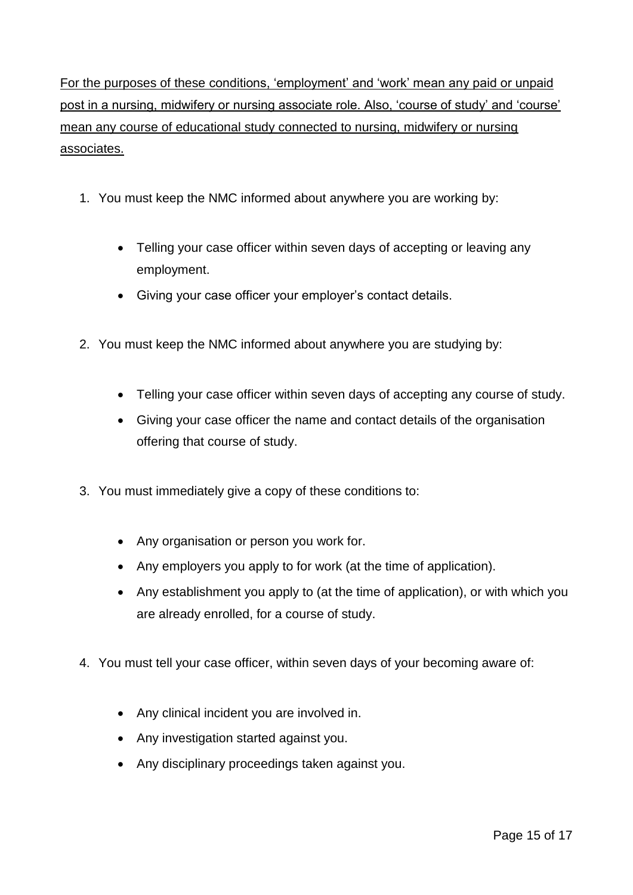<u>For the purposes of these conditions, ‘employment’ and ‘work’ mean any paid or unpaid post in a nursing, midwifery or nursing associate role. Also, ‘course of study’ and ‘course’ mean any course of educational study connected to nursing, midwifery or nursing associates.</u>

1. You must keep the NMC informed about anywhere you are working by:

    - Telling your case officer within seven days of accepting or leaving any employment.
    - Giving your case officer your employer’s contact details.

2. You must keep the NMC informed about anywhere you are studying by:

    - Telling your case officer within seven days of accepting any course of study.
    - Giving your case officer the name and contact details of the organisation offering that course of study.

3. You must immediately give a copy of these conditions to:

    - Any organisation or person you work for.
    - Any employers you apply to for work (at the time of application).
    - Any establishment you apply to (at the time of application), or with which you are already enrolled, for a course of study.

4. You must tell your case officer, within seven days of your becoming aware of:

    - Any clinical incident you are involved in.
    - Any investigation started against you.
    - Any disciplinary proceedings taken against you.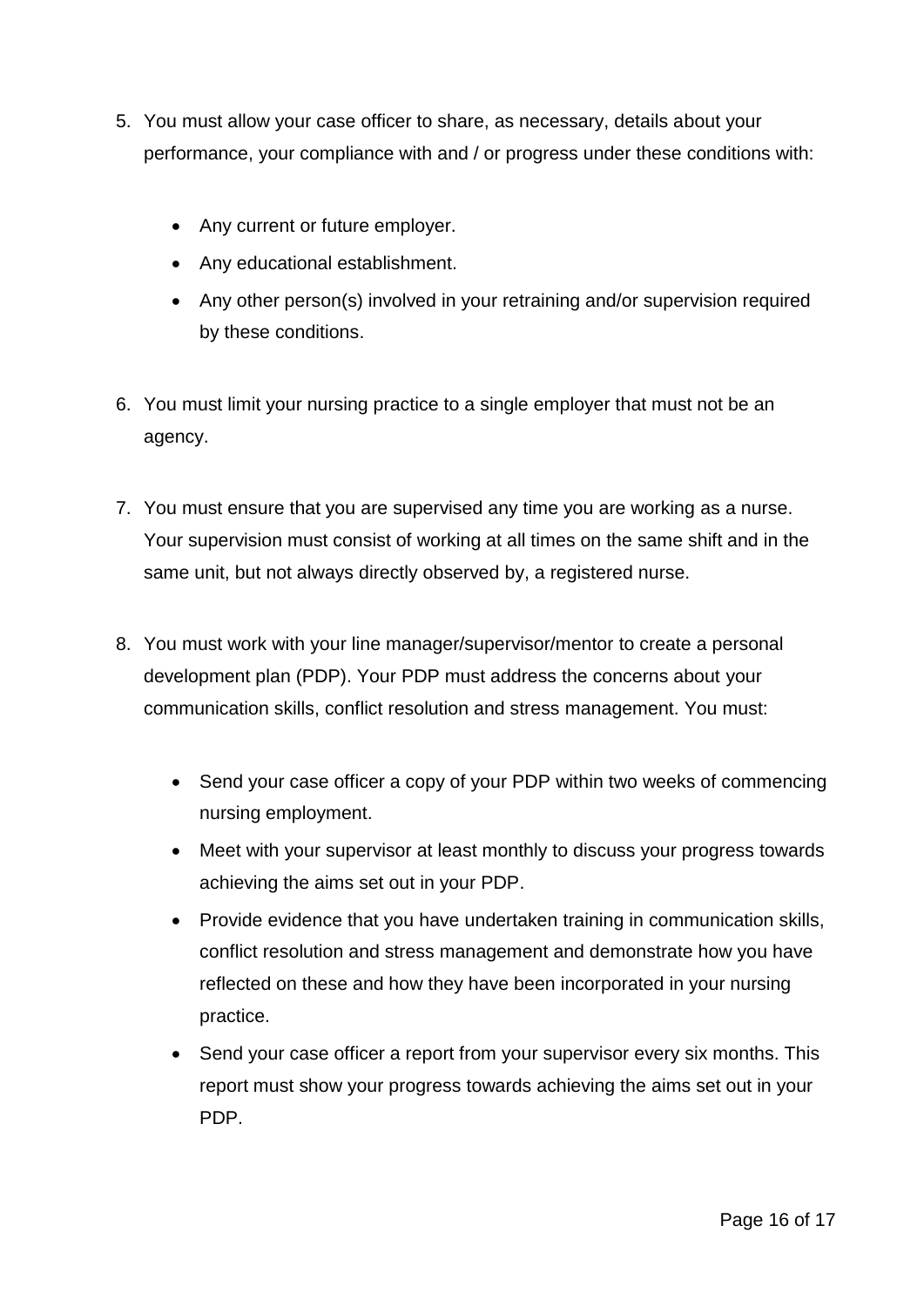5. You must allow your case officer to share, as necessary, details about your performance, your compliance with and / or progress under these conditions with:

    - Any current or future employer.
    - Any educational establishment.
    - Any other person(s) involved in your retraining and/or supervision required by these conditions.

6. You must limit your nursing practice to a single employer that must not be an agency.

7. You must ensure that you are supervised any time you are working as a nurse. Your supervision must consist of working at all times on the same shift and in the same unit, but not always directly observed by, a registered nurse.

8. You must work with your line manager/supervisor/mentor to create a personal development plan (PDP). Your PDP must address the concerns about your communication skills, conflict resolution and stress management. You must:

    - Send your case officer a copy of your PDP within two weeks of commencing nursing employment.
    - Meet with your supervisor at least monthly to discuss your progress towards achieving the aims set out in your PDP.
    - Provide evidence that you have undertaken training in communication skills, conflict resolution and stress management and demonstrate how you have reflected on these and how they have been incorporated in your nursing practice.
    - Send your case officer a report from your supervisor every six months. This report must show your progress towards achieving the aims set out in your PDP.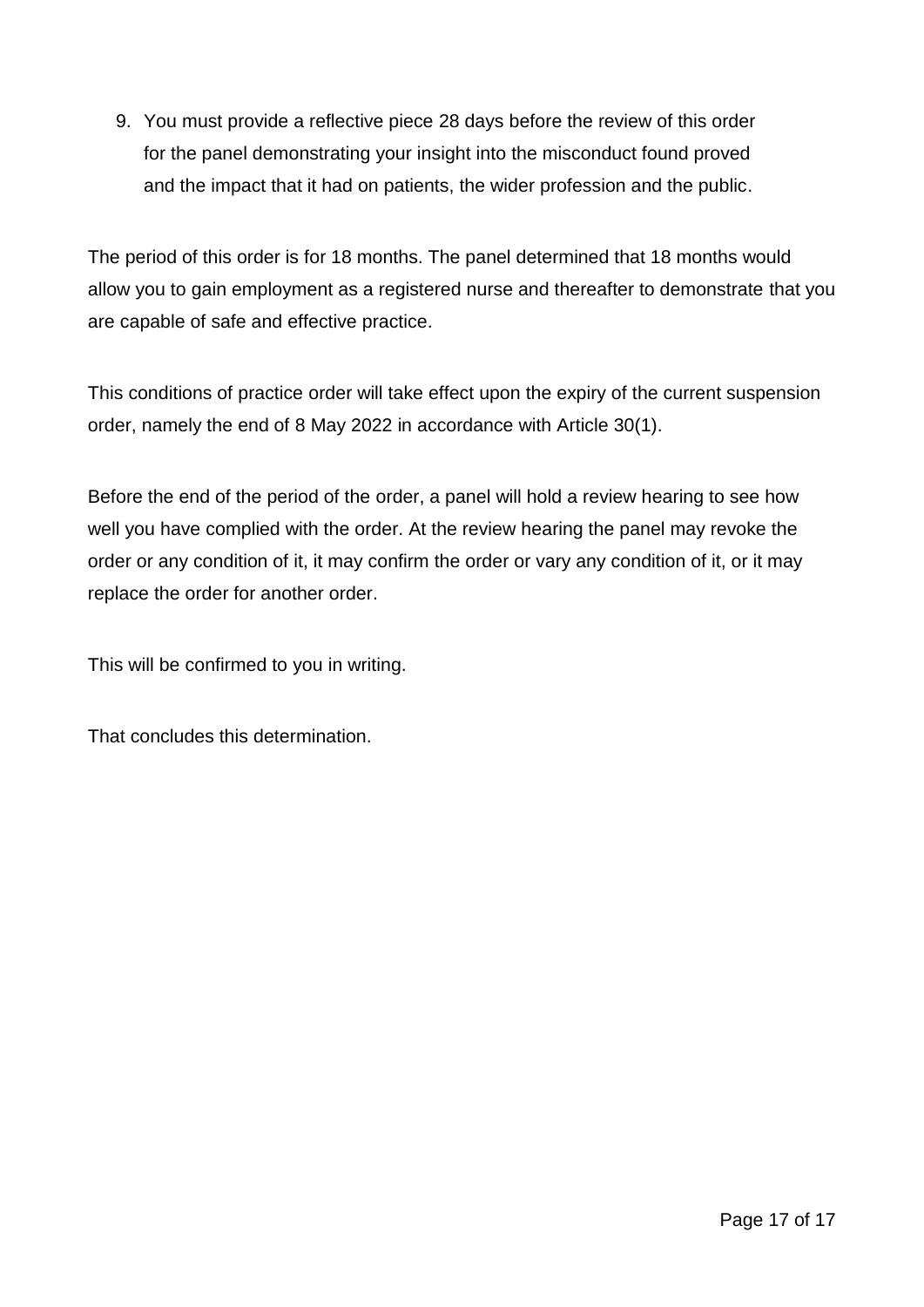9. You must provide a reflective piece 28 days before the review of this order for the panel demonstrating your insight into the misconduct found proved and the impact that it had on patients, the wider profession and the public.

The period of this order is for 18 months. The panel determined that 18 months would allow you to gain employment as a registered nurse and thereafter to demonstrate that you are capable of safe and effective practice.

This conditions of practice order will take effect upon the expiry of the current suspension order, namely the end of 8 May 2022 in accordance with Article 30(1).

Before the end of the period of the order, a panel will hold a review hearing to see how well you have complied with the order. At the review hearing the panel may revoke the order or any condition of it, it may confirm the order or vary any condition of it, or it may replace the order for another order.

This will be confirmed to you in writing.

That concludes this determination.